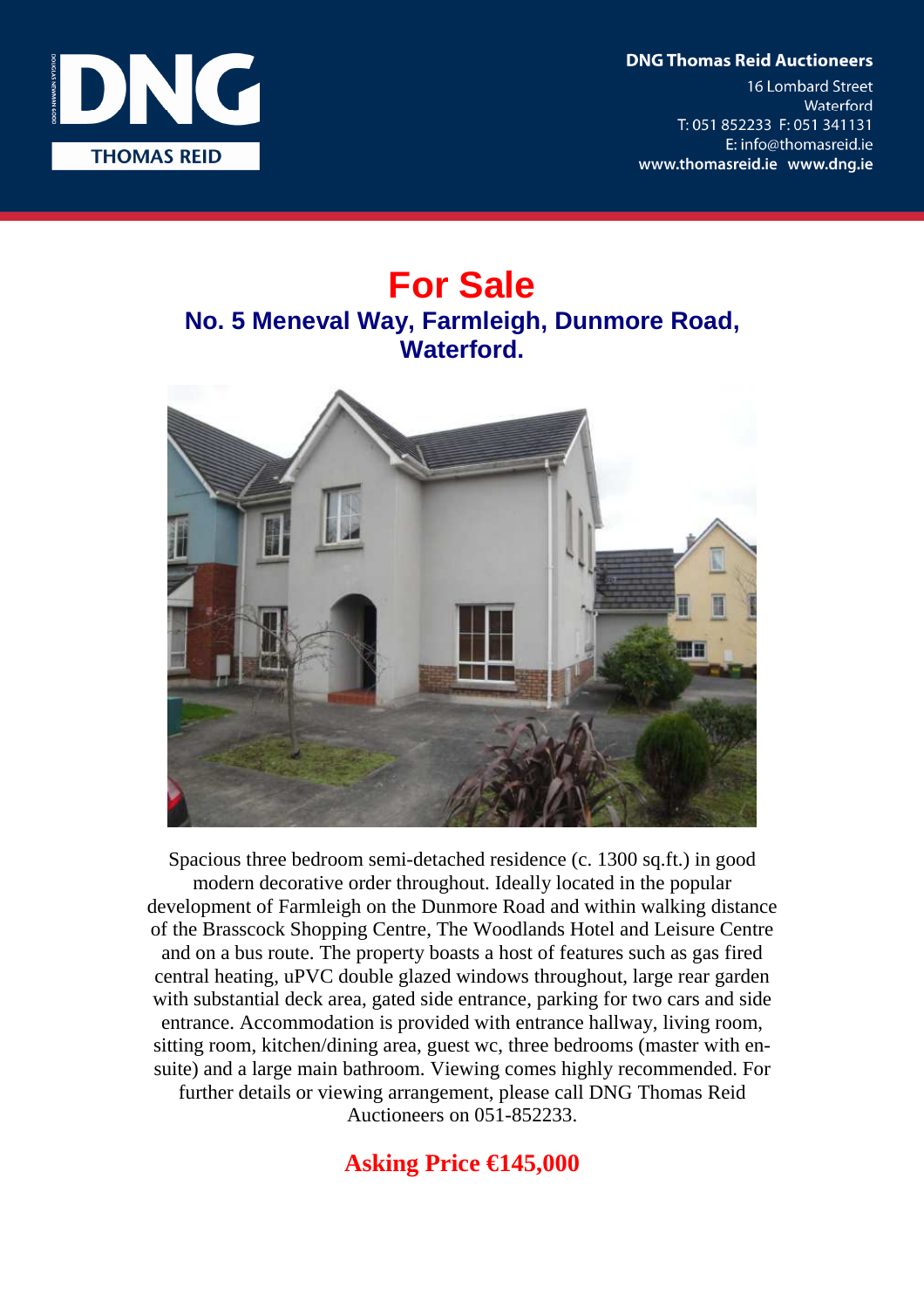DNG THOMAS REID

**DNG Thomas Reid Auctioneers**
16 Lombard Street
Waterford
T: 051 852233 F: 051 341131
E: info@thomasreid.ie
www.thomasreid.ie www.dng.ie

# For Sale

## No. 5 Meneval Way, Farmleigh, Dunmore Road, Waterford.

Spacious three bedroom semi-detached residence (c. 1300 sq.ft.) in good modern decorative order throughout. Ideally located in the popular development of Farmleigh on the Dunmore Road and within walking distance of the Brasscock Shopping Centre, The Woodlands Hotel and Leisure Centre and on a bus route. The property boasts a host of features such as gas fired central heating, uPVC double glazed windows throughout, large rear garden with substantial deck area, gated side entrance, parking for two cars and side entrance. Accommodation is provided with entrance hallway, living room, sitting room, kitchen/dining area, guest wc, three bedrooms (master with en-suite) and a large main bathroom. Viewing comes highly recommended. For further details or viewing arrangement, please call DNG Thomas Reid Auctioneers on 051-852233.

**Asking Price €145,000**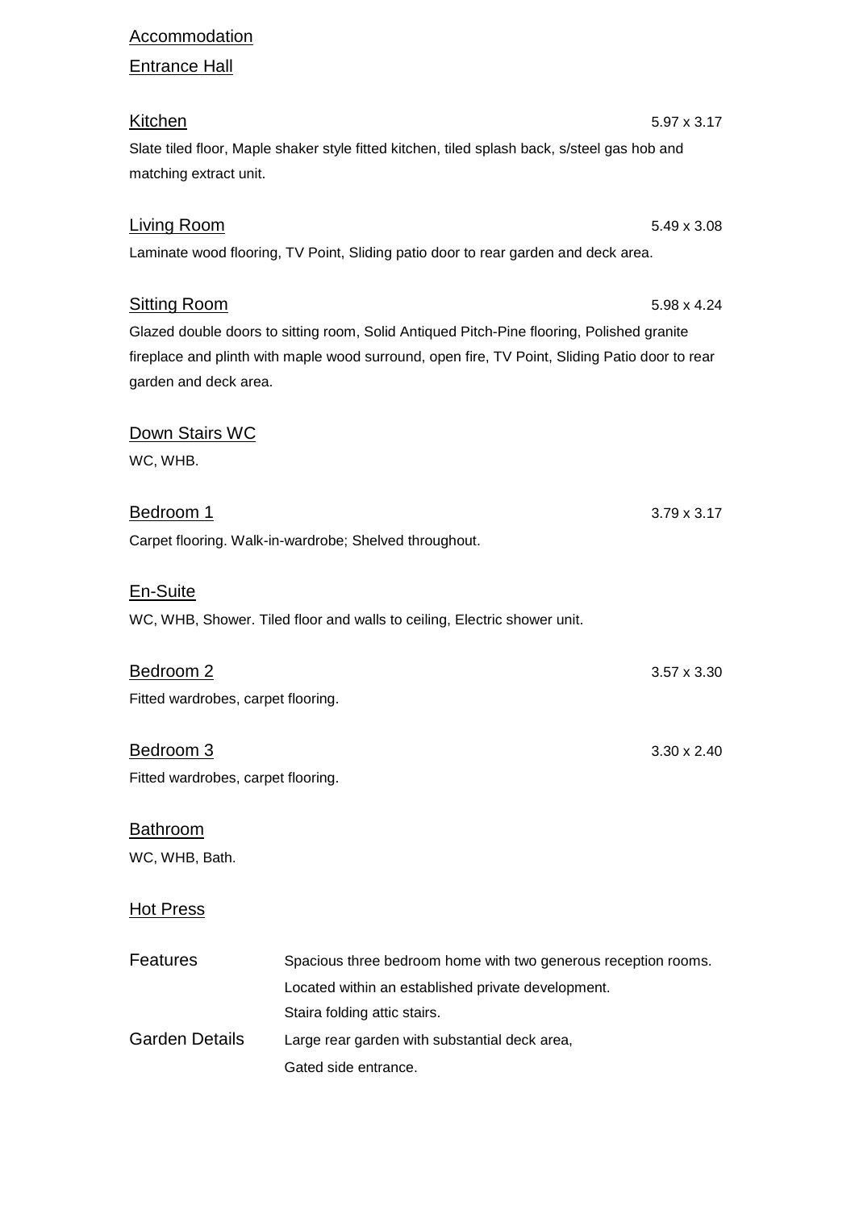## Accommodation

### Entrance Hall

### Kitchen

5.97 x 3.17

Slate tiled floor, Maple shaker style fitted kitchen, tiled splash back, s/steel gas hob and matching extract unit.

### Living Room

5.49 x 3.08

Laminate wood flooring, TV Point, Sliding patio door to rear garden and deck area.

### Sitting Room

5.98 x 4.24

Glazed double doors to sitting room, Solid Antiqued Pitch-Pine flooring, Polished granite fireplace and plinth with maple wood surround, open fire, TV Point, Sliding Patio door to rear garden and deck area.

### Down Stairs WC

WC, WHB.

### Bedroom 1

3.79 x 3.17

Carpet flooring. Walk-in-wardrobe; Shelved throughout.

### En-Suite

WC, WHB, Shower. Tiled floor and walls to ceiling, Electric shower unit.

### Bedroom 2

3.57 x 3.30

Fitted wardrobes, carpet flooring.

### Bedroom 3

3.30 x 2.40

Fitted wardrobes, carpet flooring.

### Bathroom

WC, WHB, Bath.

### Hot Press

**Features**

Spacious three bedroom home with two generous reception rooms.
Located within an established private development.
Staira folding attic stairs.

**Garden Details**

Large rear garden with substantial deck area,
Gated side entrance.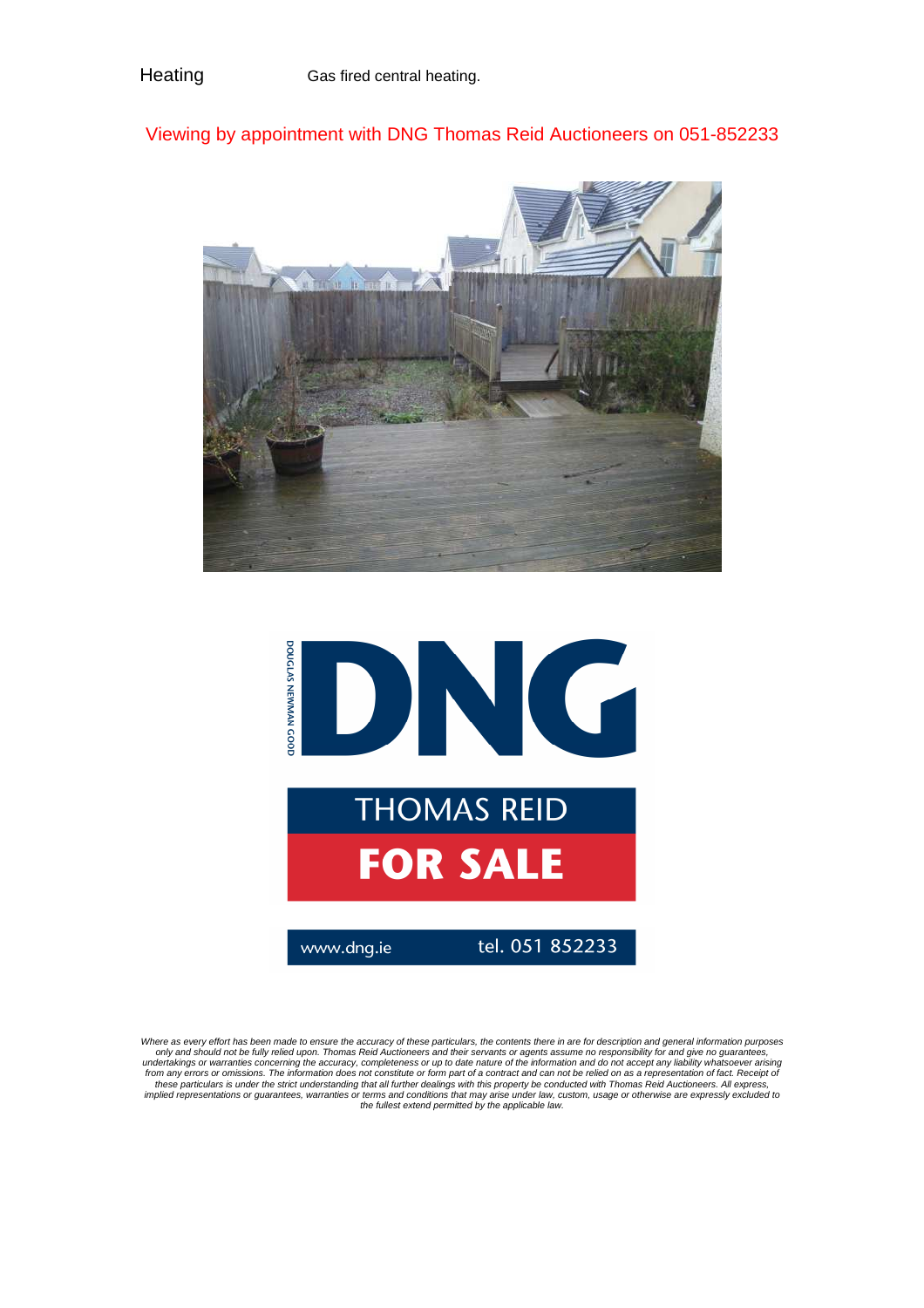Heating Gas fired central heating.

Viewing by appointment with DNG Thomas Reid Auctioneers on 051-852233

*Where as every effort has been made to ensure the accuracy of these particulars, the contents there in are for description and general information purposes only and should not be fully relied upon. Thomas Reid Auctioneers and their servants or agents assume no responsibility for and give no guarantees, undertakings or warranties concerning the accuracy, completeness or up to date nature of the information and do not accept any liability whatsoever arising from any errors or omissions. The information does not constitute or form part of a contract and can not be relied on as a representation of fact. Receipt of these particulars is under the strict understanding that all further dealings with this property be conducted with Thomas Reid Auctioneers. All express, implied representations or guarantees, warranties or terms and conditions that may arise under law, custom, usage or otherwise are expressly excluded to the fullest extend permitted by the applicable law.*